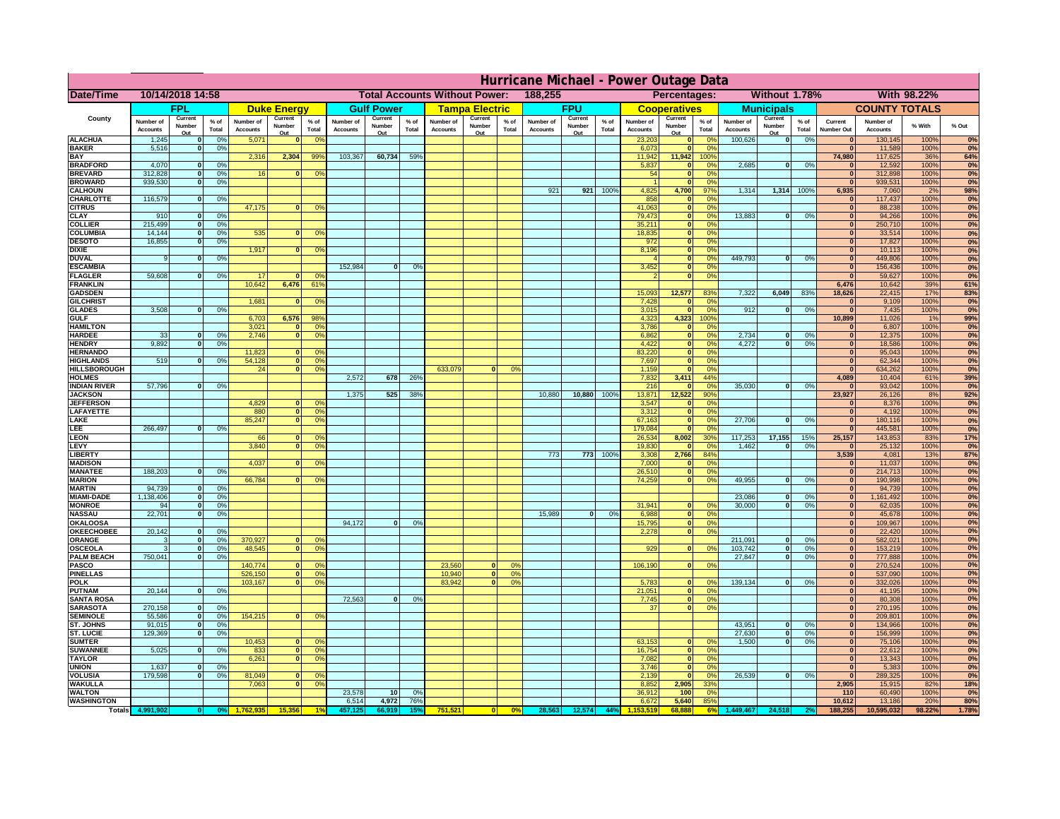# Hurricane Michael - Power Outage Data

**Date/Time:** 10/14/2018 14:58 | **Total Accounts Without Power:** 188,255 | **Percentages:** Without 1.78% | With 98.22%

| County | FPL | | | Duke Energy | | | Gulf Power | | | Tampa Electric | | | FPU | | | Cooperatives | | | Municipals | | | COUNTY TOTALS | | | |
|---|---|---|---|---|---|---|---|---|---|---|---|---|---|---|---|---|---|---|---|---|---|---|---|---|---|
| | Number of Accounts | Current Number Out | % of Total | Number of Accounts | Current Number Out | % of Total | Number of Accounts | Current Number Out | % of Total | Number of Accounts | Current Number Out | % of Total | Number of Accounts | Current Number Out | % of Total | Number of Accounts | Current Number Out | % of Total | Number of Accounts | Current Number Out | % of Total | Current Number Out | Number of Accounts | % With | % Out |
| ALACHUA | 1,245 | 0 | 0% | 5,071 | 0 | 0% | | | | | | | | | | 23,203 | 0 | 0% | 100,626 | 0 | 0% | 0 | 130,145 | 100% | 0% |
| BAKER | 5,516 | 0 | 0% | | | | | | | | | | | | | 6,073 | 0 | 0% | | | | 0 | 11,589 | 100% | 0% |
| BAY | | | | 2,316 | 2,304 | 99% | 103,367 | 60,734 | 59% | | | | | | | 11,942 | 11,942 | 100% | | | | 74,980 | 117,625 | 36% | 64% |
| BRADFORD | 4,070 | 0 | 0% | | | | | | | | | | | | | 5,837 | 0 | 0% | 2,685 | 0 | 0% | 0 | 12,592 | 100% | 0% |
| BREVARD | 312,828 | 0 | 0% | 16 | 0 | 0% | | | | | | | | | | 54 | 0 | 0% | | | | 0 | 312,898 | 100% | 0% |
| BROWARD | 939,530 | 0 | 0% | | | | | | | | | | | | | 1 | 0 | 0% | | | | 0 | 939,531 | 100% | 0% |
| CALHOUN | | | | | | | | | | | | | 921 | 921 | 100% | 4,825 | 4,700 | 97% | 1,314 | 1,314 | 100% | 6,935 | 7,060 | 2% | 98% |
| CHARLOTTE | 116,579 | 0 | 0% | | | | | | | | | | | | | 858 | 0 | 0% | | | | 0 | 117,437 | 100% | 0% |
| CITRUS | | | | 47,175 | 0 | 0% | | | | | | | | | | 41,063 | 0 | 0% | | | | 0 | 88,238 | 100% | 0% |
| CLAY | 910 | 0 | 0% | | | | | | | | | | | | | 79,473 | 0 | 0% | 13,883 | 0 | 0% | 0 | 94,266 | 100% | 0% |
| COLLIER | 215,499 | 0 | 0% | | | | | | | | | | | | | 35,211 | 0 | 0% | | | | 0 | 250,710 | 100% | 0% |
| COLUMBIA | 14,144 | 0 | 0% | 535 | 0 | 0% | | | | | | | | | | 18,835 | 0 | 0% | | | | 0 | 33,514 | 100% | 0% |
| DESOTO | 16,855 | 0 | 0% | | | | | | | | | | | | | 972 | 0 | 0% | | | | 0 | 17,827 | 100% | 0% |
| DIXIE | | | | 1,917 | 0 | 0% | | | | | | | | | | 8,196 | 0 | 0% | | | | 0 | 10,113 | 100% | 0% |
| DUVAL | 9 | 0 | 0% | | | | | | | | | | | | | 4 | 0 | 0% | 449,793 | 0 | 0% | 0 | 449,806 | 100% | 0% |
| ESCAMBIA | | | | | | | 152,984 | 0 | 0% | | | | | | | 3,452 | 0 | 0% | | | | 0 | 156,436 | 100% | 0% |
| FLAGLER | 59,608 | 0 | 0% | 17 | 0 | 0% | | | | | | | | | | 2 | 0 | 0% | | | | 0 | 59,627 | 100% | 0% |
| FRANKLIN | | | | 10,642 | 6,476 | 61% | | | | | | | | | | | | | | | | 6,476 | 10,642 | 39% | 61% |
| GADSDEN | | | | | | | | | | | | | | | | 15,093 | 12,577 | 83% | 7,322 | 6,049 | 83% | 18,626 | 22,415 | 17% | 83% |
| GILCHRIST | | | | 1,681 | 0 | 0% | | | | | | | | | | 7,428 | 0 | 0% | | | | 0 | 9,109 | 100% | 0% |
| GLADES | 3,508 | 0 | 0% | | | | | | | | | | | | | 3,015 | 0 | 0% | 912 | 0 | 0% | 0 | 7,435 | 100% | 0% |
| GULF | | | | 6,703 | 6,576 | 98% | | | | | | | | | | 4,323 | 4,323 | 100% | | | | 10,899 | 11,026 | 1% | 99% |
| HAMILTON | | | | 3,021 | 0 | 0% | | | | | | | | | | 3,786 | 0 | 0% | | | | 0 | 6,807 | 100% | 0% |
| HARDEE | 33 | 0 | 0% | 2,746 | 0 | 0% | | | | | | | | | | 6,862 | 0 | 0% | 2,734 | 0 | 0% | 0 | 12,375 | 100% | 0% |
| HENDRY | 9,892 | 0 | 0% | | | | | | | | | | | | | 4,422 | 0 | 0% | 4,272 | 0 | 0% | 0 | 18,586 | 100% | 0% |
| HERNANDO | | | | 11,823 | 0 | 0% | | | | | | | | | | 83,220 | 0 | 0% | | | | 0 | 95,043 | 100% | 0% |
| HIGHLANDS | 519 | 0 | 0% | 54,128 | 0 | 0% | | | | | | | | | | 7,697 | 0 | 0% | | | | 0 | 62,344 | 100% | 0% |
| HILLSBOROUGH | | | | 24 | 0 | 0% | | | | 633,079 | 0 | 0% | | | | 1,159 | 0 | 0% | | | | 0 | 634,262 | 100% | 0% |
| HOLMES | | | | | | | 2,572 | 678 | 26% | | | | | | | 7,832 | 3,411 | 44% | | | | 4,089 | 10,404 | 61% | 39% |
| INDIAN RIVER | 57,796 | 0 | 0% | | | | | | | | | | | | | 216 | 0 | 0% | 35,030 | 0 | 0% | 0 | 93,042 | 100% | 0% |
| JACKSON | | | | | | | 1,375 | 525 | 38% | | | | 10,880 | 10,880 | 100% | 13,871 | 12,522 | 90% | | | | 23,927 | 26,126 | 8% | 92% |
| JEFFERSON | | | | 4,829 | 0 | 0% | | | | | | | | | | 3,547 | 0 | 0% | | | | 0 | 8,376 | 100% | 0% |
| LAFAYETTE | | | | 880 | 0 | 0% | | | | | | | | | | 3,312 | 0 | 0% | | | | 0 | 4,192 | 100% | 0% |
| LAKE | | | | 85,247 | 0 | 0% | | | | | | | | | | 67,163 | 0 | 0% | 27,706 | 0 | 0% | 0 | 180,116 | 100% | 0% |
| LEE | 266,497 | 0 | 0% | | | | | | | | | | | | | 179,084 | 0 | 0% | | | | 0 | 445,581 | 100% | 0% |
| LEON | | | | 66 | 0 | 0% | | | | | | | | | | 26,534 | 8,002 | 30% | 117,253 | 17,155 | 15% | 25,157 | 143,853 | 83% | 17% |
| LEVY | | | | 3,840 | 0 | 0% | | | | | | | | | | 19,830 | 0 | 0% | 1,462 | 0 | 0% | 0 | 25,132 | 100% | 0% |
| LIBERTY | | | | | | | | | | | | | 773 | 773 | 100% | 3,308 | 2,766 | 84% | | | | 3,539 | 4,081 | 13% | 87% |
| MADISON | | | | 4,037 | 0 | 0% | | | | | | | | | | 7,000 | 0 | 0% | | | | 0 | 11,037 | 100% | 0% |
| MANATEE | 188,203 | 0 | 0% | | | | | | | | | | | | | 26,510 | 0 | 0% | | | | 0 | 214,713 | 100% | 0% |
| MARION | | | | 66,784 | 0 | 0% | | | | | | | | | | 74,259 | 0 | 0% | 49,955 | 0 | 0% | 0 | 190,998 | 100% | 0% |
| MARTIN | 94,739 | 0 | 0% | | | | | | | | | | | | | | | | | | | 0 | 94,739 | 100% | 0% |
| MIAMI-DADE | 1,138,406 | 0 | 0% | | | | | | | | | | | | | | | | 23,086 | 0 | 0% | 0 | 1,161,492 | 100% | 0% |
| MONROE | 94 | 0 | 0% | | | | | | | | | | | | | 31,941 | 0 | 0% | 30,000 | 0 | 0% | 0 | 62,035 | 100% | 0% |
| NASSAU | 22,701 | 0 | 0% | | | | | | | | | | 15,989 | 0 | 0% | 6,988 | 0 | 0% | | | | 0 | 45,678 | 100% | 0% |
| OKALOOSA | | | | | | | 94,172 | 0 | 0% | | | | | | | 15,795 | 0 | 0% | | | | 0 | 109,967 | 100% | 0% |
| OKEECHOBEE | 20,142 | 0 | 0% | | | | | | | | | | | | | 2,278 | 0 | 0% | | | | 0 | 22,420 | 100% | 0% |
| ORANGE | 3 | 0 | 0% | 370,927 | 0 | 0% | | | | | | | | | | | | | 211,091 | 0 | 0% | 0 | 582,021 | 100% | 0% |
| OSCEOLA | 3 | 0 | 0% | 48,545 | 0 | 0% | | | | | | | | | | 929 | 0 | 0% | 103,742 | 0 | 0% | 0 | 153,219 | 100% | 0% |
| PALM BEACH | 750,041 | 0 | 0% | | | | | | | | | | | | | | | | 27,847 | 0 | 0% | 0 | 777,888 | 100% | 0% |
| PASCO | | | | 140,774 | 0 | 0% | | | | 23,560 | 0 | 0% | | | | 106,190 | 0 | 0% | | | | 0 | 270,524 | 100% | 0% |
| PINELLAS | | | | 526,150 | 0 | 0% | | | | 10,940 | 0 | 0% | | | | | | | | | | 0 | 537,090 | 100% | 0% |
| POLK | | | | 103,167 | 0 | 0% | | | | 83,942 | 0 | 0% | | | | 5,783 | 0 | 0% | 139,134 | 0 | 0% | 0 | 332,026 | 100% | 0% |
| PUTNAM | 20,144 | 0 | 0% | | | | | | | | | | | | | 21,051 | 0 | 0% | | | | 0 | 41,195 | 100% | 0% |
| SANTA ROSA | | | | | | | 72,563 | 0 | 0% | | | | | | | 7,745 | 0 | 0% | | | | 0 | 80,308 | 100% | 0% |
| SARASOTA | 270,158 | 0 | 0% | | | | | | | | | | | | | 37 | 0 | 0% | | | | 0 | 270,195 | 100% | 0% |
| SEMINOLE | 55,586 | 0 | 0% | 154,215 | 0 | 0% | | | | | | | | | | | | | | | | 0 | 209,801 | 100% | 0% |
| ST. JOHNS | 91,015 | 0 | 0% | | | | | | | | | | | | | | | | 43,951 | 0 | 0% | 0 | 134,966 | 100% | 0% |
| ST. LUCIE | 129,369 | 0 | 0% | | | | | | | | | | | | | | | | 27,630 | 0 | 0% | 0 | 156,999 | 100% | 0% |
| SUMTER | | | | 10,453 | 0 | 0% | | | | | | | | | | 63,153 | 0 | 0% | 1,500 | 0 | 0% | 0 | 75,106 | 100% | 0% |
| SUWANNEE | 5,025 | 0 | 0% | 833 | 0 | 0% | | | | | | | | | | 16,754 | 0 | 0% | | | | 0 | 22,612 | 100% | 0% |
| TAYLOR | | | | 6,261 | 0 | 0% | | | | | | | | | | 7,082 | 0 | 0% | | | | 0 | 13,343 | 100% | 0% |
| UNION | 1,637 | 0 | 0% | | | | | | | | | | | | | 3,746 | 0 | 0% | | | | 0 | 5,383 | 100% | 0% |
| VOLUSIA | 179,598 | 0 | 0% | 81,049 | 0 | 0% | | | | | | | | | | 2,139 | 0 | 0% | 26,539 | 0 | 0% | 0 | 289,325 | 100% | 0% |
| WAKULLA | | | | 7,063 | 0 | 0% | | | | | | | | | | 8,852 | 2,905 | 33% | | | | 2,905 | 15,915 | 82% | 18% |
| WALTON | | | | | | | 23,578 | 10 | 0% | | | | | | | 36,912 | 100 | 0% | | | | 110 | 60,490 | 100% | 0% |
| WASHINGTON | | | | | | | 6,514 | 4,972 | 76% | | | | | | | 6,672 | 5,640 | 85% | | | | 10,612 | 13,186 | 20% | 80% |
| Totals | 4,991,902 | 0 | 0% | 1,762,935 | 15,356 | 1% | 457,125 | 66,919 | 15% | 751,521 | 0 | 0% | 28,563 | 12,574 | 44% | 1,153,519 | 68,888 | 6% | 1,449,467 | 24,518 | 2% | 188,255 | 10,595,032 | 98.22% | 1.78% |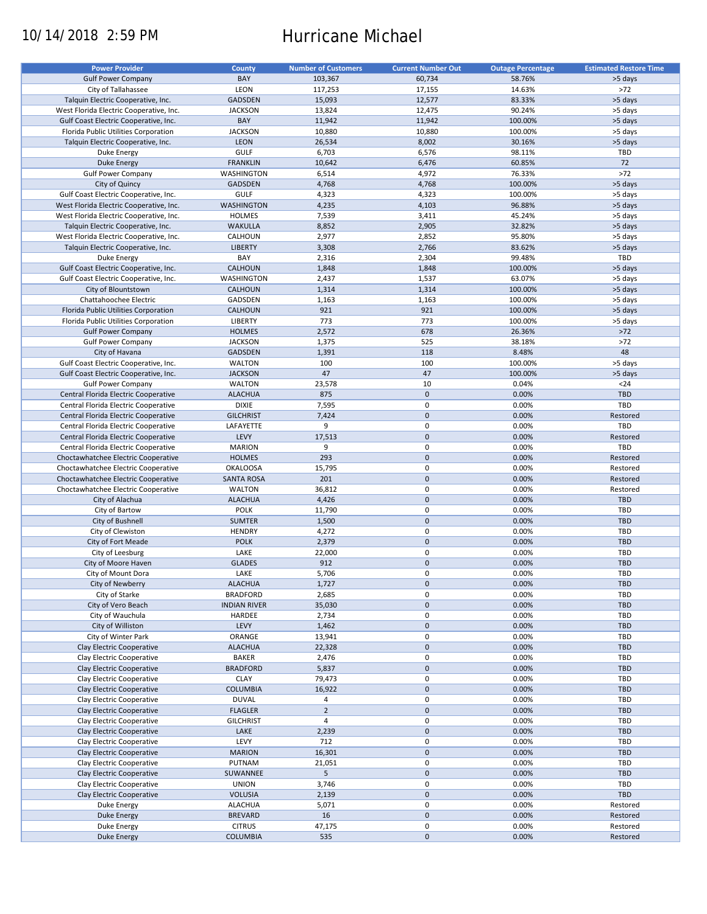10/14/2018 2:59 PM

# Hurricane Michael

| Power Provider | County | Number of Customers | Current Number Out | Outage Percentage | Estimated Restore Time |
|---|---|---|---|---|---|
| Gulf Power Company | BAY | 103,367 | 60,734 | 58.76% | >5 days |
| City of Tallahassee | LEON | 117,253 | 17,155 | 14.63% | >72 |
| Talquin Electric Cooperative, Inc. | GADSDEN | 15,093 | 12,577 | 83.33% | >5 days |
| West Florida Electric Cooperative, Inc. | JACKSON | 13,824 | 12,475 | 90.24% | >5 days |
| Gulf Coast Electric Cooperative, Inc. | BAY | 11,942 | 11,942 | 100.00% | >5 days |
| Florida Public Utilities Corporation | JACKSON | 10,880 | 10,880 | 100.00% | >5 days |
| Talquin Electric Cooperative, Inc. | LEON | 26,534 | 8,002 | 30.16% | >5 days |
| Duke Energy | GULF | 6,703 | 6,576 | 98.11% | TBD |
| Duke Energy | FRANKLIN | 10,642 | 6,476 | 60.85% | 72 |
| Gulf Power Company | WASHINGTON | 6,514 | 4,972 | 76.33% | >72 |
| City of Quincy | GADSDEN | 4,768 | 4,768 | 100.00% | >5 days |
| Gulf Coast Electric Cooperative, Inc. | GULF | 4,323 | 4,323 | 100.00% | >5 days |
| West Florida Electric Cooperative, Inc. | WASHINGTON | 4,235 | 4,103 | 96.88% | >5 days |
| West Florida Electric Cooperative, Inc. | HOLMES | 7,539 | 3,411 | 45.24% | >5 days |
| Talquin Electric Cooperative, Inc. | WAKULLA | 8,852 | 2,905 | 32.82% | >5 days |
| West Florida Electric Cooperative, Inc. | CALHOUN | 2,977 | 2,852 | 95.80% | >5 days |
| Talquin Electric Cooperative, Inc. | LIBERTY | 3,308 | 2,766 | 83.62% | >5 days |
| Duke Energy | BAY | 2,316 | 2,304 | 99.48% | TBD |
| Gulf Coast Electric Cooperative, Inc. | CALHOUN | 1,848 | 1,848 | 100.00% | >5 days |
| Gulf Coast Electric Cooperative, Inc. | WASHINGTON | 2,437 | 1,537 | 63.07% | >5 days |
| City of Blountstown | CALHOUN | 1,314 | 1,314 | 100.00% | >5 days |
| Chattahoochee Electric | GADSDEN | 1,163 | 1,163 | 100.00% | >5 days |
| Florida Public Utilities Corporation | CALHOUN | 921 | 921 | 100.00% | >5 days |
| Florida Public Utilities Corporation | LIBERTY | 773 | 773 | 100.00% | >5 days |
| Gulf Power Company | HOLMES | 2,572 | 678 | 26.36% | >72 |
| Gulf Power Company | JACKSON | 1,375 | 525 | 38.18% | >72 |
| City of Havana | GADSDEN | 1,391 | 118 | 8.48% | 48 |
| Gulf Coast Electric Cooperative, Inc. | WALTON | 100 | 100 | 100.00% | >5 days |
| Gulf Coast Electric Cooperative, Inc. | JACKSON | 47 | 47 | 100.00% | >5 days |
| Gulf Power Company | WALTON | 23,578 | 10 | 0.04% | <24 |
| Central Florida Electric Cooperative | ALACHUA | 875 | 0 | 0.00% | TBD |
| Central Florida Electric Cooperative | DIXIE | 7,595 | 0 | 0.00% | TBD |
| Central Florida Electric Cooperative | GILCHRIST | 7,424 | 0 | 0.00% | Restored |
| Central Florida Electric Cooperative | LAFAYETTE | 9 | 0 | 0.00% | TBD |
| Central Florida Electric Cooperative | LEVY | 17,513 | 0 | 0.00% | Restored |
| Central Florida Electric Cooperative | MARION | 9 | 0 | 0.00% | TBD |
| Choctawhatchee Electric Cooperative | HOLMES | 293 | 0 | 0.00% | Restored |
| Choctawhatchee Electric Cooperative | OKALOOSA | 15,795 | 0 | 0.00% | Restored |
| Choctawhatchee Electric Cooperative | SANTA ROSA | 201 | 0 | 0.00% | Restored |
| Choctawhatchee Electric Cooperative | WALTON | 36,812 | 0 | 0.00% | Restored |
| City of Alachua | ALACHUA | 4,426 | 0 | 0.00% | TBD |
| City of Bartow | POLK | 11,790 | 0 | 0.00% | TBD |
| City of Bushnell | SUMTER | 1,500 | 0 | 0.00% | TBD |
| City of Clewiston | HENDRY | 4,272 | 0 | 0.00% | TBD |
| City of Fort Meade | POLK | 2,379 | 0 | 0.00% | TBD |
| City of Leesburg | LAKE | 22,000 | 0 | 0.00% | TBD |
| City of Moore Haven | GLADES | 912 | 0 | 0.00% | TBD |
| City of Mount Dora | LAKE | 5,706 | 0 | 0.00% | TBD |
| City of Newberry | ALACHUA | 1,727 | 0 | 0.00% | TBD |
| City of Starke | BRADFORD | 2,685 | 0 | 0.00% | TBD |
| City of Vero Beach | INDIAN RIVER | 35,030 | 0 | 0.00% | TBD |
| City of Wauchula | HARDEE | 2,734 | 0 | 0.00% | TBD |
| City of Williston | LEVY | 1,462 | 0 | 0.00% | TBD |
| City of Winter Park | ORANGE | 13,941 | 0 | 0.00% | TBD |
| Clay Electric Cooperative | ALACHUA | 22,328 | 0 | 0.00% | TBD |
| Clay Electric Cooperative | BAKER | 2,476 | 0 | 0.00% | TBD |
| Clay Electric Cooperative | BRADFORD | 5,837 | 0 | 0.00% | TBD |
| Clay Electric Cooperative | CLAY | 79,473 | 0 | 0.00% | TBD |
| Clay Electric Cooperative | COLUMBIA | 16,922 | 0 | 0.00% | TBD |
| Clay Electric Cooperative | DUVAL | 4 | 0 | 0.00% | TBD |
| Clay Electric Cooperative | FLAGLER | 2 | 0 | 0.00% | TBD |
| Clay Electric Cooperative | GILCHRIST | 4 | 0 | 0.00% | TBD |
| Clay Electric Cooperative | LAKE | 2,239 | 0 | 0.00% | TBD |
| Clay Electric Cooperative | LEVY | 712 | 0 | 0.00% | TBD |
| Clay Electric Cooperative | MARION | 16,301 | 0 | 0.00% | TBD |
| Clay Electric Cooperative | PUTNAM | 21,051 | 0 | 0.00% | TBD |
| Clay Electric Cooperative | SUWANNEE | 5 | 0 | 0.00% | TBD |
| Clay Electric Cooperative | UNION | 3,746 | 0 | 0.00% | TBD |
| Clay Electric Cooperative | VOLUSIA | 2,139 | 0 | 0.00% | TBD |
| Duke Energy | ALACHUA | 5,071 | 0 | 0.00% | Restored |
| Duke Energy | BREVARD | 16 | 0 | 0.00% | Restored |
| Duke Energy | CITRUS | 47,175 | 0 | 0.00% | Restored |
| Duke Energy | COLUMBIA | 535 | 0 | 0.00% | Restored |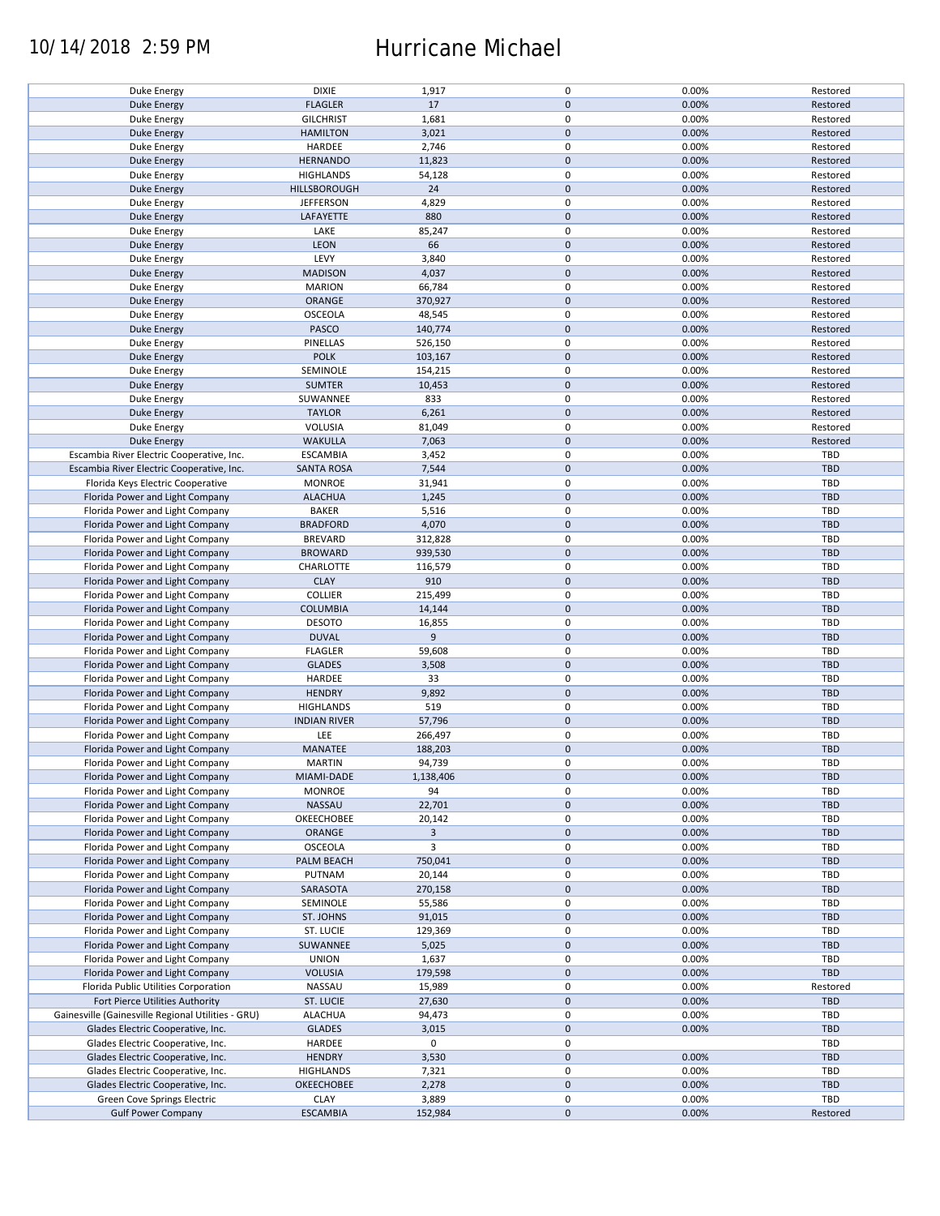| Duke Energy | DIXIE | 1,917 | 0 | 0.00% | Restored |
|---|---|---|---|---|---|
| Duke Energy | FLAGLER | 17 | 0 | 0.00% | Restored |
| Duke Energy | GILCHRIST | 1,681 | 0 | 0.00% | Restored |
| Duke Energy | HAMILTON | 3,021 | 0 | 0.00% | Restored |
| Duke Energy | HARDEE | 2,746 | 0 | 0.00% | Restored |
| Duke Energy | HERNANDO | 11,823 | 0 | 0.00% | Restored |
| Duke Energy | HIGHLANDS | 54,128 | 0 | 0.00% | Restored |
| Duke Energy | HILLSBOROUGH | 24 | 0 | 0.00% | Restored |
| Duke Energy | JEFFERSON | 4,829 | 0 | 0.00% | Restored |
| Duke Energy | LAFAYETTE | 880 | 0 | 0.00% | Restored |
| Duke Energy | LAKE | 85,247 | 0 | 0.00% | Restored |
| Duke Energy | LEON | 66 | 0 | 0.00% | Restored |
| Duke Energy | LEVY | 3,840 | 0 | 0.00% | Restored |
| Duke Energy | MADISON | 4,037 | 0 | 0.00% | Restored |
| Duke Energy | MARION | 66,784 | 0 | 0.00% | Restored |
| Duke Energy | ORANGE | 370,927 | 0 | 0.00% | Restored |
| Duke Energy | OSCEOLA | 48,545 | 0 | 0.00% | Restored |
| Duke Energy | PASCO | 140,774 | 0 | 0.00% | Restored |
| Duke Energy | PINELLAS | 526,150 | 0 | 0.00% | Restored |
| Duke Energy | POLK | 103,167 | 0 | 0.00% | Restored |
| Duke Energy | SEMINOLE | 154,215 | 0 | 0.00% | Restored |
| Duke Energy | SUMTER | 10,453 | 0 | 0.00% | Restored |
| Duke Energy | SUWANNEE | 833 | 0 | 0.00% | Restored |
| Duke Energy | TAYLOR | 6,261 | 0 | 0.00% | Restored |
| Duke Energy | VOLUSIA | 81,049 | 0 | 0.00% | Restored |
| Duke Energy | WAKULLA | 7,063 | 0 | 0.00% | Restored |
| Escambia River Electric Cooperative, Inc. | ESCAMBIA | 3,452 | 0 | 0.00% | TBD |
| Escambia River Electric Cooperative, Inc. | SANTA ROSA | 7,544 | 0 | 0.00% | TBD |
| Florida Keys Electric Cooperative | MONROE | 31,941 | 0 | 0.00% | TBD |
| Florida Power and Light Company | ALACHUA | 1,245 | 0 | 0.00% | TBD |
| Florida Power and Light Company | BAKER | 5,516 | 0 | 0.00% | TBD |
| Florida Power and Light Company | BRADFORD | 4,070 | 0 | 0.00% | TBD |
| Florida Power and Light Company | BREVARD | 312,828 | 0 | 0.00% | TBD |
| Florida Power and Light Company | BROWARD | 939,530 | 0 | 0.00% | TBD |
| Florida Power and Light Company | CHARLOTTE | 116,579 | 0 | 0.00% | TBD |
| Florida Power and Light Company | CLAY | 910 | 0 | 0.00% | TBD |
| Florida Power and Light Company | COLLIER | 215,499 | 0 | 0.00% | TBD |
| Florida Power and Light Company | COLUMBIA | 14,144 | 0 | 0.00% | TBD |
| Florida Power and Light Company | DESOTO | 16,855 | 0 | 0.00% | TBD |
| Florida Power and Light Company | DUVAL | 9 | 0 | 0.00% | TBD |
| Florida Power and Light Company | FLAGLER | 59,608 | 0 | 0.00% | TBD |
| Florida Power and Light Company | GLADES | 3,508 | 0 | 0.00% | TBD |
| Florida Power and Light Company | HARDEE | 33 | 0 | 0.00% | TBD |
| Florida Power and Light Company | HENDRY | 9,892 | 0 | 0.00% | TBD |
| Florida Power and Light Company | HIGHLANDS | 519 | 0 | 0.00% | TBD |
| Florida Power and Light Company | INDIAN RIVER | 57,796 | 0 | 0.00% | TBD |
| Florida Power and Light Company | LEE | 266,497 | 0 | 0.00% | TBD |
| Florida Power and Light Company | MANATEE | 188,203 | 0 | 0.00% | TBD |
| Florida Power and Light Company | MARTIN | 94,739 | 0 | 0.00% | TBD |
| Florida Power and Light Company | MIAMI-DADE | 1,138,406 | 0 | 0.00% | TBD |
| Florida Power and Light Company | MONROE | 94 | 0 | 0.00% | TBD |
| Florida Power and Light Company | NASSAU | 22,701 | 0 | 0.00% | TBD |
| Florida Power and Light Company | OKEECHOBEE | 20,142 | 0 | 0.00% | TBD |
| Florida Power and Light Company | ORANGE | 3 | 0 | 0.00% | TBD |
| Florida Power and Light Company | OSCEOLA | 3 | 0 | 0.00% | TBD |
| Florida Power and Light Company | PALM BEACH | 750,041 | 0 | 0.00% | TBD |
| Florida Power and Light Company | PUTNAM | 20,144 | 0 | 0.00% | TBD |
| Florida Power and Light Company | SARASOTA | 270,158 | 0 | 0.00% | TBD |
| Florida Power and Light Company | SEMINOLE | 55,586 | 0 | 0.00% | TBD |
| Florida Power and Light Company | ST. JOHNS | 91,015 | 0 | 0.00% | TBD |
| Florida Power and Light Company | ST. LUCIE | 129,369 | 0 | 0.00% | TBD |
| Florida Power and Light Company | SUWANNEE | 5,025 | 0 | 0.00% | TBD |
| Florida Power and Light Company | UNION | 1,637 | 0 | 0.00% | TBD |
| Florida Power and Light Company | VOLUSIA | 179,598 | 0 | 0.00% | TBD |
| Florida Public Utilities Corporation | NASSAU | 15,989 | 0 | 0.00% | Restored |
| Fort Pierce Utilities Authority | ST. LUCIE | 27,630 | 0 | 0.00% | TBD |
| Gainesville (Gainesville Regional Utilities - GRU) | ALACHUA | 94,473 | 0 | 0.00% | TBD |
| Glades Electric Cooperative, Inc. | GLADES | 3,015 | 0 | 0.00% | TBD |
| Glades Electric Cooperative, Inc. | HARDEE | 0 | 0 | | TBD |
| Glades Electric Cooperative, Inc. | HENDRY | 3,530 | 0 | 0.00% | TBD |
| Glades Electric Cooperative, Inc. | HIGHLANDS | 7,321 | 0 | 0.00% | TBD |
| Glades Electric Cooperative, Inc. | OKEECHOBEE | 2,278 | 0 | 0.00% | TBD |
| Green Cove Springs Electric | CLAY | 3,889 | 0 | 0.00% | TBD |
| Gulf Power Company | ESCAMBIA | 152,984 | 0 | 0.00% | Restored |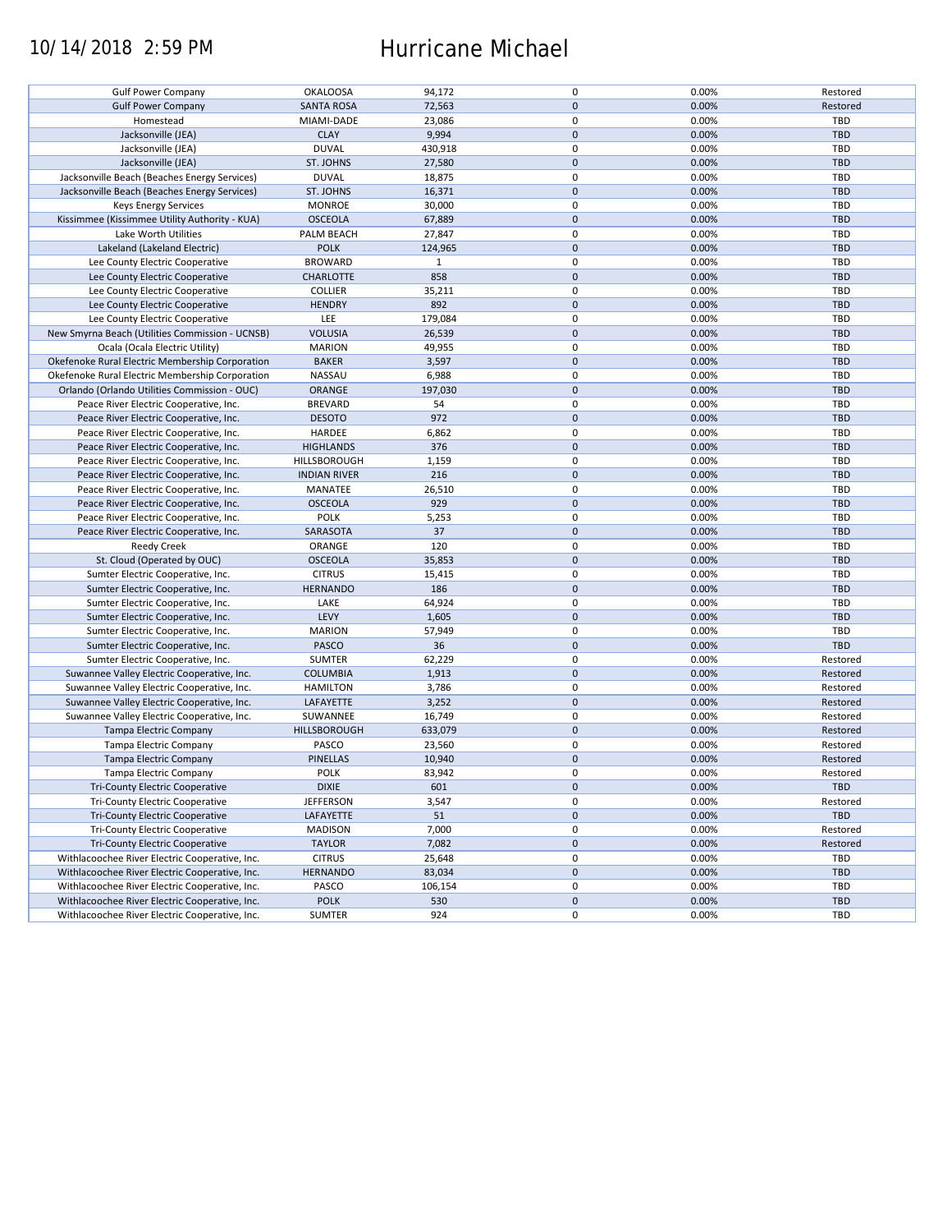# 10/14/2018 2:59 PM Hurricane Michael

| | | | | | |
|---|---|---|---|---|---|
| Gulf Power Company | OKALOOSA | 94,172 | 0 | 0.00% | Restored |
| Gulf Power Company | SANTA ROSA | 72,563 | 0 | 0.00% | Restored |
| Homestead | MIAMI-DADE | 23,086 | 0 | 0.00% | TBD |
| Jacksonville (JEA) | CLAY | 9,994 | 0 | 0.00% | TBD |
| Jacksonville (JEA) | DUVAL | 430,918 | 0 | 0.00% | TBD |
| Jacksonville (JEA) | ST. JOHNS | 27,580 | 0 | 0.00% | TBD |
| Jacksonville Beach (Beaches Energy Services) | DUVAL | 18,875 | 0 | 0.00% | TBD |
| Jacksonville Beach (Beaches Energy Services) | ST. JOHNS | 16,371 | 0 | 0.00% | TBD |
| Keys Energy Services | MONROE | 30,000 | 0 | 0.00% | TBD |
| Kissimmee (Kissimmee Utility Authority - KUA) | OSCEOLA | 67,889 | 0 | 0.00% | TBD |
| Lake Worth Utilities | PALM BEACH | 27,847 | 0 | 0.00% | TBD |
| Lakeland (Lakeland Electric) | POLK | 124,965 | 0 | 0.00% | TBD |
| Lee County Electric Cooperative | BROWARD | 1 | 0 | 0.00% | TBD |
| Lee County Electric Cooperative | CHARLOTTE | 858 | 0 | 0.00% | TBD |
| Lee County Electric Cooperative | COLLIER | 35,211 | 0 | 0.00% | TBD |
| Lee County Electric Cooperative | HENDRY | 892 | 0 | 0.00% | TBD |
| Lee County Electric Cooperative | LEE | 179,084 | 0 | 0.00% | TBD |
| New Smyrna Beach (Utilities Commission - UCNSB) | VOLUSIA | 26,539 | 0 | 0.00% | TBD |
| Ocala (Ocala Electric Utility) | MARION | 49,955 | 0 | 0.00% | TBD |
| Okefenoke Rural Electric Membership Corporation | BAKER | 3,597 | 0 | 0.00% | TBD |
| Okefenoke Rural Electric Membership Corporation | NASSAU | 6,988 | 0 | 0.00% | TBD |
| Orlando (Orlando Utilities Commission - OUC) | ORANGE | 197,030 | 0 | 0.00% | TBD |
| Peace River Electric Cooperative, Inc. | BREVARD | 54 | 0 | 0.00% | TBD |
| Peace River Electric Cooperative, Inc. | DESOTO | 972 | 0 | 0.00% | TBD |
| Peace River Electric Cooperative, Inc. | HARDEE | 6,862 | 0 | 0.00% | TBD |
| Peace River Electric Cooperative, Inc. | HIGHLANDS | 376 | 0 | 0.00% | TBD |
| Peace River Electric Cooperative, Inc. | HILLSBOROUGH | 1,159 | 0 | 0.00% | TBD |
| Peace River Electric Cooperative, Inc. | INDIAN RIVER | 216 | 0 | 0.00% | TBD |
| Peace River Electric Cooperative, Inc. | MANATEE | 26,510 | 0 | 0.00% | TBD |
| Peace River Electric Cooperative, Inc. | OSCEOLA | 929 | 0 | 0.00% | TBD |
| Peace River Electric Cooperative, Inc. | POLK | 5,253 | 0 | 0.00% | TBD |
| Peace River Electric Cooperative, Inc. | SARASOTA | 37 | 0 | 0.00% | TBD |
| Reedy Creek | ORANGE | 120 | 0 | 0.00% | TBD |
| St. Cloud (Operated by OUC) | OSCEOLA | 35,853 | 0 | 0.00% | TBD |
| Sumter Electric Cooperative, Inc. | CITRUS | 15,415 | 0 | 0.00% | TBD |
| Sumter Electric Cooperative, Inc. | HERNANDO | 186 | 0 | 0.00% | TBD |
| Sumter Electric Cooperative, Inc. | LAKE | 64,924 | 0 | 0.00% | TBD |
| Sumter Electric Cooperative, Inc. | LEVY | 1,605 | 0 | 0.00% | TBD |
| Sumter Electric Cooperative, Inc. | MARION | 57,949 | 0 | 0.00% | TBD |
| Sumter Electric Cooperative, Inc. | PASCO | 36 | 0 | 0.00% | TBD |
| Sumter Electric Cooperative, Inc. | SUMTER | 62,229 | 0 | 0.00% | Restored |
| Suwannee Valley Electric Cooperative, Inc. | COLUMBIA | 1,913 | 0 | 0.00% | Restored |
| Suwannee Valley Electric Cooperative, Inc. | HAMILTON | 3,786 | 0 | 0.00% | Restored |
| Suwannee Valley Electric Cooperative, Inc. | LAFAYETTE | 3,252 | 0 | 0.00% | Restored |
| Suwannee Valley Electric Cooperative, Inc. | SUWANNEE | 16,749 | 0 | 0.00% | Restored |
| Tampa Electric Company | HILLSBOROUGH | 633,079 | 0 | 0.00% | Restored |
| Tampa Electric Company | PASCO | 23,560 | 0 | 0.00% | Restored |
| Tampa Electric Company | PINELLAS | 10,940 | 0 | 0.00% | Restored |
| Tampa Electric Company | POLK | 83,942 | 0 | 0.00% | Restored |
| Tri-County Electric Cooperative | DIXIE | 601 | 0 | 0.00% | TBD |
| Tri-County Electric Cooperative | JEFFERSON | 3,547 | 0 | 0.00% | Restored |
| Tri-County Electric Cooperative | LAFAYETTE | 51 | 0 | 0.00% | TBD |
| Tri-County Electric Cooperative | MADISON | 7,000 | 0 | 0.00% | Restored |
| Tri-County Electric Cooperative | TAYLOR | 7,082 | 0 | 0.00% | Restored |
| Withlacoochee River Electric Cooperative, Inc. | CITRUS | 25,648 | 0 | 0.00% | TBD |
| Withlacoochee River Electric Cooperative, Inc. | HERNANDO | 83,034 | 0 | 0.00% | TBD |
| Withlacoochee River Electric Cooperative, Inc. | PASCO | 106,154 | 0 | 0.00% | TBD |
| Withlacoochee River Electric Cooperative, Inc. | POLK | 530 | 0 | 0.00% | TBD |
| Withlacoochee River Electric Cooperative, Inc. | SUMTER | 924 | 0 | 0.00% | TBD |